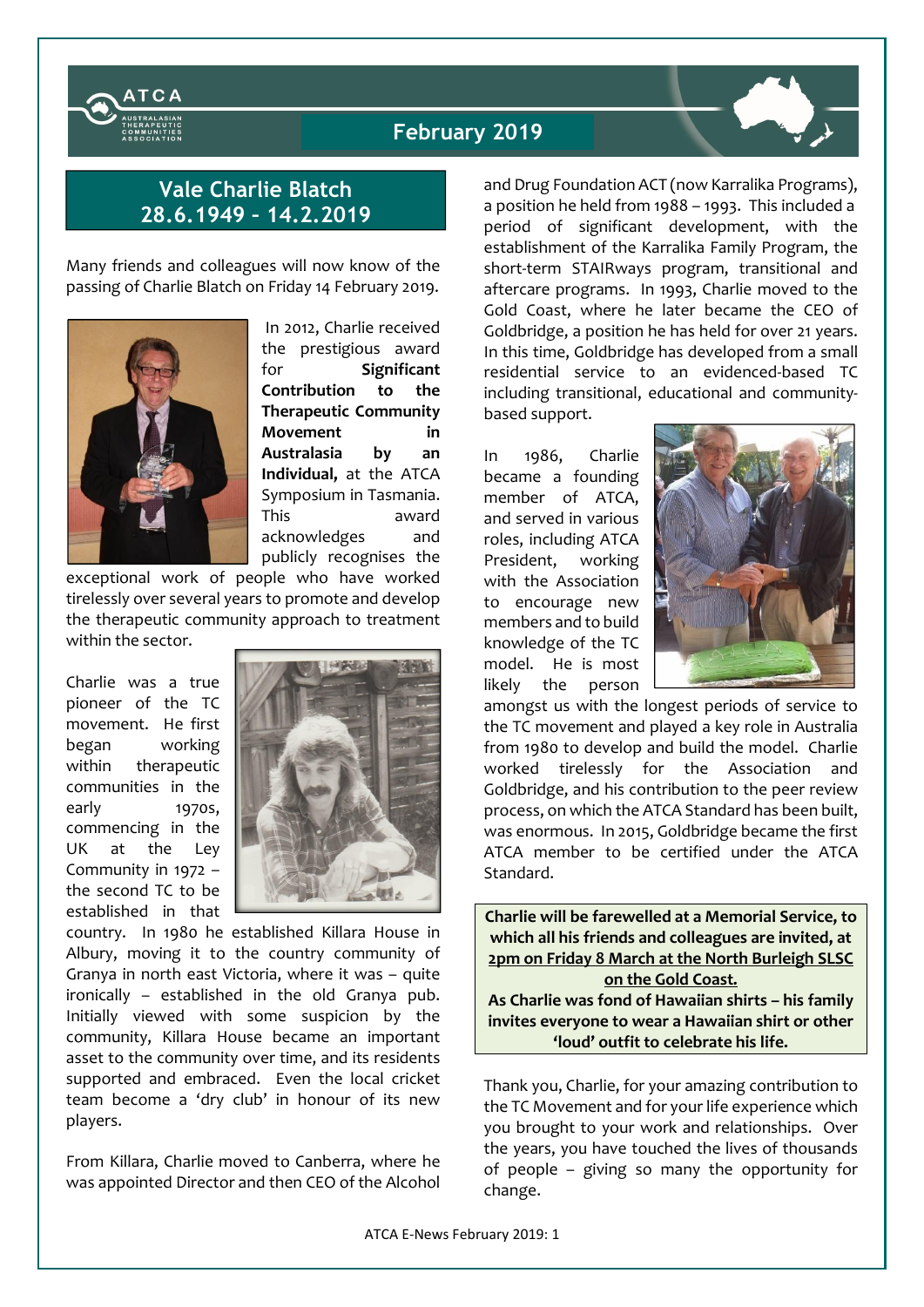# Vale Charlie Blatch
## 28.6.1949 – 14.2.2019

Many friends and colleagues will now know of the passing of Charlie Blatch on Friday 14 February 2019.

In 2012, Charlie received the prestigious award for **Significant Contribution to the Therapeutic Community Movement in Australasia by an Individual,** at the ATCA Symposium in Tasmania. This award acknowledges and publicly recognises the exceptional work of people who have worked tirelessly over several years to promote and develop the therapeutic community approach to treatment within the sector.

Charlie was a true pioneer of the TC movement. He first began working within therapeutic communities in the early 1970s, commencing in the UK at the Ley Community in 1972 – the second TC to be established in that country. In 1980 he established Killara House in Albury, moving it to the country community of Granya in north east Victoria, where it was – quite ironically – established in the old Granya pub. Initially viewed with some suspicion by the community, Killara House became an important asset to the community over time, and its residents supported and embraced. Even the local cricket team become a 'dry club' in honour of its new players.

From Killara, Charlie moved to Canberra, where he was appointed Director and then CEO of the Alcohol and Drug Foundation ACT (now Karralika Programs), a position he held from 1988 – 1993. This included a period of significant development, with the establishment of the Karralika Family Program, the short-term STAIRways program, transitional and aftercare programs. In 1993, Charlie moved to the Gold Coast, where he later became the CEO of Goldbridge, a position he has held for over 21 years. In this time, Goldbridge has developed from a small residential service to an evidenced-based TC including transitional, educational and community-based support.

In 1986, Charlie became a founding member of ATCA, and served in various roles, including ATCA President, working with the Association to encourage new members and to build knowledge of the TC model. He is most likely the person amongst us with the longest periods of service to the TC movement and played a key role in Australia from 1980 to develop and build the model. Charlie worked tirelessly for the Association and Goldbridge, and his contribution to the peer review process, on which the ATCA Standard has been built, was enormous. In 2015, Goldbridge became the first ATCA member to be certified under the ATCA Standard.

**Charlie will be farewelled at a Memorial Service, to which all his friends and colleagues are invited, at 2pm on Friday 8 March at the North Burleigh SLSC on the Gold Coast.**
**As Charlie was fond of Hawaiian shirts – his family invites everyone to wear a Hawaiian shirt or other 'loud' outfit to celebrate his life.**

Thank you, Charlie, for your amazing contribution to the TC Movement and for your life experience which you brought to your work and relationships. Over the years, you have touched the lives of thousands of people – giving so many the opportunity for change.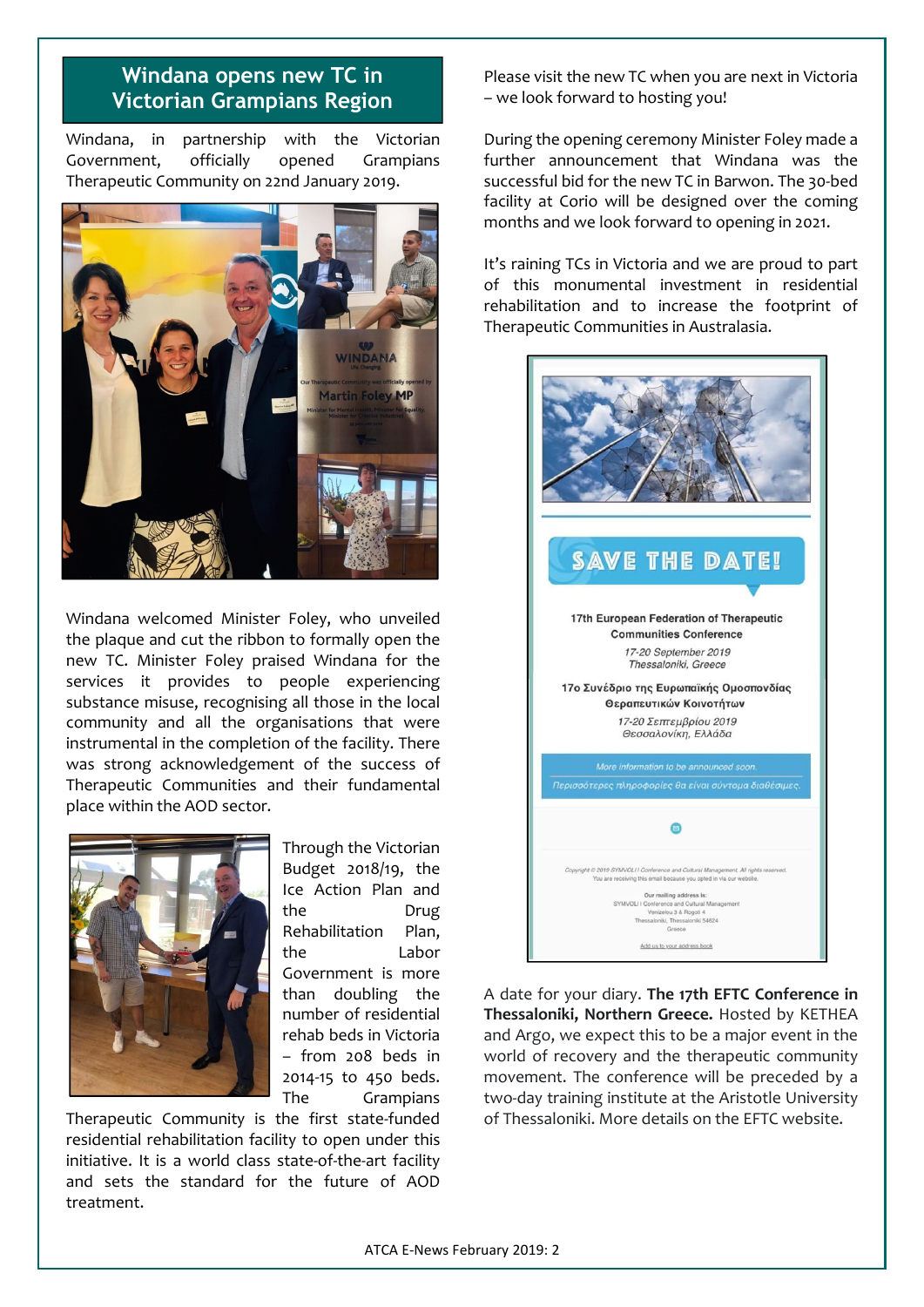## Windana opens new TC in Victorian Grampians Region

Windana, in partnership with the Victorian Government, officially opened Grampians Therapeutic Community on 22nd January 2019.

Windana welcomed Minister Foley, who unveiled the plaque and cut the ribbon to formally open the new TC. Minister Foley praised Windana for the services it provides to people experiencing substance misuse, recognising all those in the local community and all the organisations that were instrumental in the completion of the facility. There was strong acknowledgement of the success of Therapeutic Communities and their fundamental place within the AOD sector.

Through the Victorian Budget 2018/19, the Ice Action Plan and the Drug Rehabilitation Plan, the Labor Government is more than doubling the number of residential rehab beds in Victoria – from 208 beds in 2014-15 to 450 beds. The Grampians Therapeutic Community is the first state-funded residential rehabilitation facility to open under this initiative. It is a world class state-of-the-art facility and sets the standard for the future of AOD treatment.

Please visit the new TC when you are next in Victoria – we look forward to hosting you!

During the opening ceremony Minister Foley made a further announcement that Windana was the successful bid for the new TC in Barwon. The 30-bed facility at Corio will be designed over the coming months and we look forward to opening in 2021.

It's raining TCs in Victoria and we are proud to part of this monumental investment in residential rehabilitation and to increase the footprint of Therapeutic Communities in Australasia.

SAVE THE DATE!

17th European Federation of Therapeutic Communities Conference

*17-20 September 2019*
*Thessaloniki, Greece*

17ο Συνέδριο της Ευρωπαϊκής Ομοσπονδίας Θεραπευτικών Κοινοτήτων

*17-20 Σεπτεμβρίου 2019*
*Θεσσαλονίκη, Ελλάδα*

*More information to be announced soon.*
*Περισσότερες πληροφορίες θα είναι σύντομα διαθέσιμες.*

A date for your diary. **The 17th EFTC Conference in Thessaloniki, Northern Greece.** Hosted by KETHEA and Argo, we expect this to be a major event in the world of recovery and the therapeutic community movement. The conference will be preceded by a two-day training institute at the Aristotle University of Thessaloniki. More details on the EFTC website.